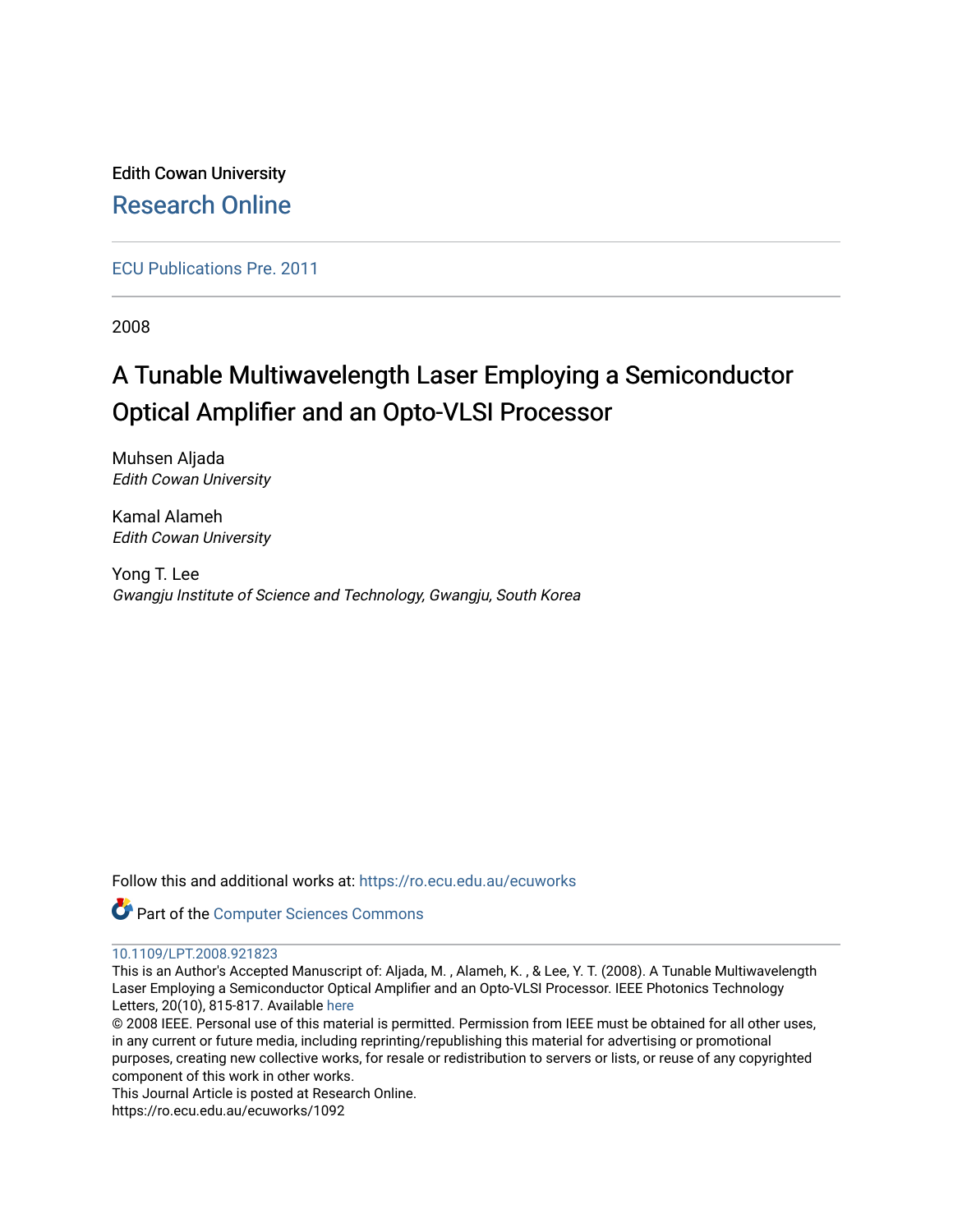Edith Cowan University

Research Online

ECU Publications Pre. 2011

2008

# A Tunable Multiwavelength Laser Employing a Semiconductor Optical Amplifier and an Opto-VLSI Processor

Muhsen Aljada
*Edith Cowan University*

Kamal Alameh
*Edith Cowan University*

Yong T. Lee
*Gwangju Institute of Science and Technology, Gwangju, South Korea*

Follow this and additional works at: https://ro.ecu.edu.au/ecuworks

Part of the Computer Sciences Commons

10.1109/LPT.2008.921823

This is an Author's Accepted Manuscript of: Aljada, M. , Alameh, K. , & Lee, Y. T. (2008). A Tunable Multiwavelength Laser Employing a Semiconductor Optical Amplifier and an Opto-VLSI Processor. IEEE Photonics Technology Letters, 20(10), 815-817. Available here

© 2008 IEEE. Personal use of this material is permitted. Permission from IEEE must be obtained for all other uses, in any current or future media, including reprinting/republishing this material for advertising or promotional purposes, creating new collective works, for resale or redistribution to servers or lists, or reuse of any copyrighted component of this work in other works.

This Journal Article is posted at Research Online.

https://ro.ecu.edu.au/ecuworks/1092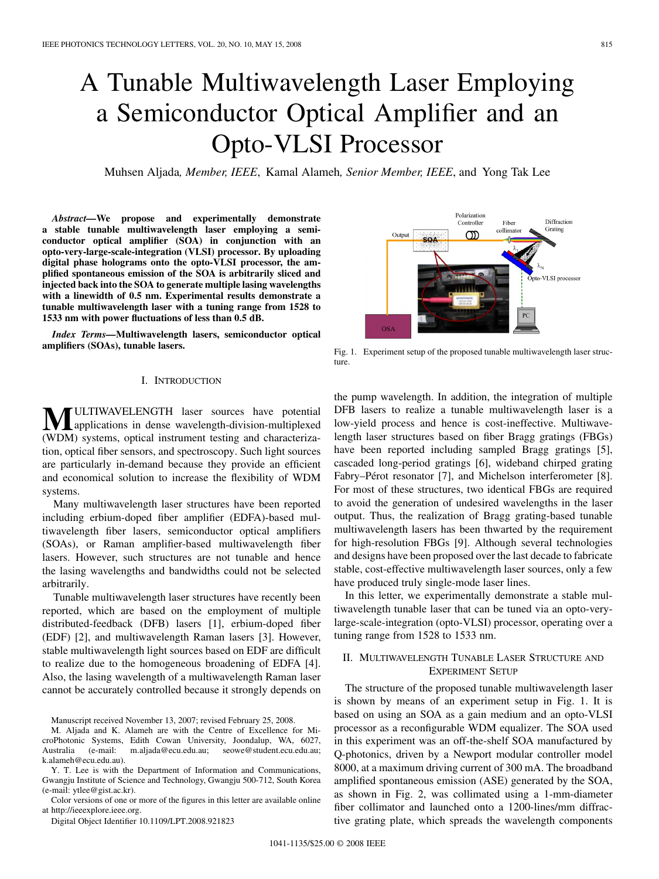# A Tunable Multiwavelength Laser Employing a Semiconductor Optical Amplifier and an Opto-VLSI Processor

Muhsen Aljada, *Member, IEEE*, Kamal Alameh, *Senior Member, IEEE*, and Yong Tak Lee

***Abstract*—We propose and experimentally demonstrate a stable tunable multiwavelength laser employing a semiconductor optical amplifier (SOA) in conjunction with an opto-very-large-scale-integration (VLSI) processor. By uploading digital phase holograms onto the opto-VLSI processor, the amplified spontaneous emission of the SOA is arbitrarily sliced and injected back into the SOA to generate multiple lasing wavelengths with a linewidth of 0.5 nm. Experimental results demonstrate a tunable multiwavelength laser with a tuning range from 1528 to 1533 nm with power fluctuations of less than 0.5 dB.**

***Index Terms*—Multiwavelength lasers, semiconductor optical amplifiers (SOAs), tunable lasers.**

## I. Introduction

Multiwavelength laser sources have potential applications in dense wavelength-division-multiplexed (WDM) systems, optical instrument testing and characterization, optical fiber sensors, and spectroscopy. Such light sources are particularly in-demand because they provide an efficient and economical solution to increase the flexibility of WDM systems.

Many multiwavelength laser structures have been reported including erbium-doped fiber amplifier (EDFA)-based multiwavelength fiber lasers, semiconductor optical amplifiers (SOAs), or Raman amplifier-based multiwavelength fiber lasers. However, such structures are not tunable and hence the lasing wavelengths and bandwidths could not be selected arbitrarily.

Tunable multiwavelength laser structures have recently been reported, which are based on the employment of multiple distributed-feedback (DFB) lasers [1], erbium-doped fiber (EDF) [2], and multiwavelength Raman lasers [3]. However, stable multiwavelength light sources based on EDF are difficult to realize due to the homogeneous broadening of EDFA [4]. Also, the lasing wavelength of a multiwavelength Raman laser cannot be accurately controlled because it strongly depends on the pump wavelength. In addition, the integration of multiple DFB lasers to realize a tunable multiwavelength laser is a low-yield process and hence is cost-ineffective. Multiwavelength laser structures based on fiber Bragg gratings (FBGs) have been reported including sampled Bragg gratings [5], cascaded long-period gratings [6], wideband chirped grating Fabry–Pérot resonator [7], and Michelson interferometer [8]. For most of these structures, two identical FBGs are required to avoid the generation of undesired wavelengths in the laser output. Thus, the realization of Bragg grating-based tunable multiwavelength lasers has been thwarted by the requirement for high-resolution FBGs [9]. Although several technologies and designs have been proposed over the last decade to fabricate stable, cost-effective multiwavelength laser sources, only a few have produced truly single-mode laser lines.

In this letter, we experimentally demonstrate a stable multiwavelength tunable laser that can be tuned via an opto-very-large-scale-integration (opto-VLSI) processor, operating over a tuning range from 1528 to 1533 nm.

Manuscript received November 13, 2007; revised February 25, 2008.

M. Aljada and K. Alameh are with the Centre of Excellence for MicroPhotonic Systems, Edith Cowan University, Joondalup, WA, 6027, Australia (e-mail: m.aljada@ecu.edu.au; seowe@student.ecu.edu.au; k.alameh@ecu.edu.au).

Y. T. Lee is with the Department of Information and Communications, Gwangju Institute of Science and Technology, Gwangju 500-712, South Korea (e-mail: ytlee@gist.ac.kr).

Color versions of one or more of the figures in this letter are available online at http://ieeexplore.ieee.org.

Digital Object Identifier 10.1109/LPT.2008.921823

Fig. 1. Experiment setup of the proposed tunable multiwavelength laser structure.

## II. Multiwavelength Tunable Laser Structure and Experiment Setup

The structure of the proposed tunable multiwavelength laser is shown by means of an experiment setup in Fig. 1. It is based on using an SOA as a gain medium and an opto-VLSI processor as a reconfigurable WDM equalizer. The SOA used in this experiment was an off-the-shelf SOA manufactured by Q-photonics, driven by a Newport modular controller model 8000, at a maximum driving current of 300 mA. The broadband amplified spontaneous emission (ASE) generated by the SOA, as shown in Fig. 2, was collimated using a 1-mm-diameter fiber collimator and launched onto a 1200-lines/mm diffractive grating plate, which spreads the wavelength components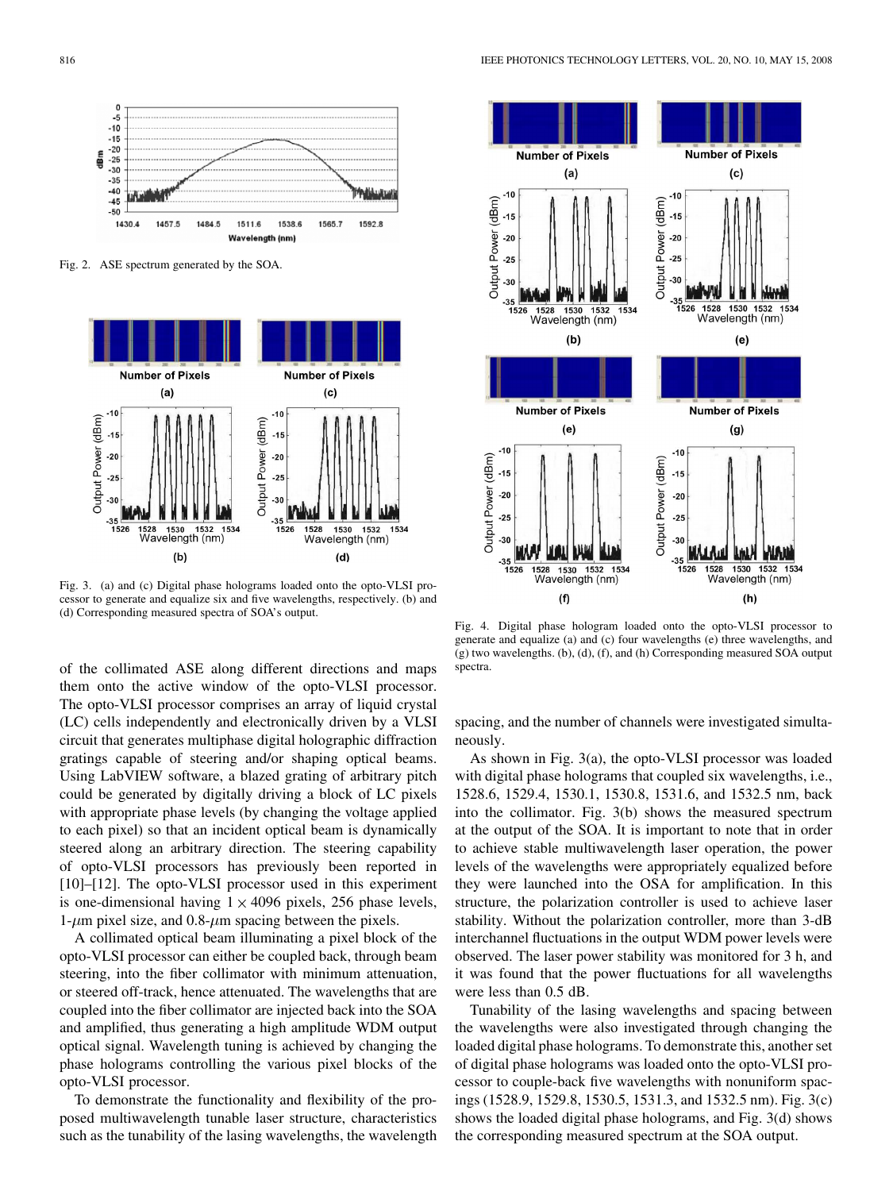Fig. 2. ASE spectrum generated by the SOA.

Fig. 3. (a) and (c) Digital phase holograms loaded onto the opto-VLSI processor to generate and equalize six and five wavelengths, respectively. (b) and (d) Corresponding measured spectra of SOA's output.

Fig. 4. Digital phase hologram loaded onto the opto-VLSI processor to generate and equalize (a) and (c) four wavelengths (e) three wavelengths, and (g) two wavelengths. (b), (d), (f), and (h) Corresponding measured SOA output spectra.

of the collimated ASE along different directions and maps them onto the active window of the opto-VLSI processor. The opto-VLSI processor comprises an array of liquid crystal (LC) cells independently and electronically driven by a VLSI circuit that generates multiphase digital holographic diffraction gratings capable of steering and/or shaping optical beams. Using LabVIEW software, a blazed grating of arbitrary pitch could be generated by digitally driving a block of LC pixels with appropriate phase levels (by changing the voltage applied to each pixel) so that an incident optical beam is dynamically steered along an arbitrary direction. The steering capability of opto-VLSI processors has previously been reported in [10]–[12]. The opto-VLSI processor used in this experiment is one-dimensional having $1 \times 4096$ pixels, 256 phase levels, 1-$\mu$m pixel size, and 0.8-$\mu$m spacing between the pixels.

A collimated optical beam illuminating a pixel block of the opto-VLSI processor can either be coupled back, through beam steering, into the fiber collimator with minimum attenuation, or steered off-track, hence attenuated. The wavelengths that are coupled into the fiber collimator are injected back into the SOA and amplified, thus generating a high amplitude WDM output optical signal. Wavelength tuning is achieved by changing the phase holograms controlling the various pixel blocks of the opto-VLSI processor.

To demonstrate the functionality and flexibility of the proposed multiwavelength tunable laser structure, characteristics such as the tunability of the lasing wavelengths, the wavelength spacing, and the number of channels were investigated simultaneously.

As shown in Fig. 3(a), the opto-VLSI processor was loaded with digital phase holograms that coupled six wavelengths, i.e., 1528.6, 1529.4, 1530.1, 1530.8, 1531.6, and 1532.5 nm, back into the collimator. Fig. 3(b) shows the measured spectrum at the output of the SOA. It is important to note that in order to achieve stable multiwavelength laser operation, the power levels of the wavelengths were appropriately equalized before they were launched into the OSA for amplification. In this structure, the polarization controller is used to achieve laser stability. Without the polarization controller, more than 3-dB interchannel fluctuations in the output WDM power levels were observed. The laser power stability was monitored for 3 h, and it was found that the power fluctuations for all wavelengths were less than 0.5 dB.

Tunability of the lasing wavelengths and spacing between the wavelengths were also investigated through changing the loaded digital phase holograms. To demonstrate this, another set of digital phase holograms was loaded onto the opto-VLSI processor to couple-back five wavelengths with nonuniform spacings (1528.9, 1529.8, 1530.5, 1531.3, and 1532.5 nm). Fig. 3(c) shows the loaded digital phase holograms, and Fig. 3(d) shows the corresponding measured spectrum at the SOA output.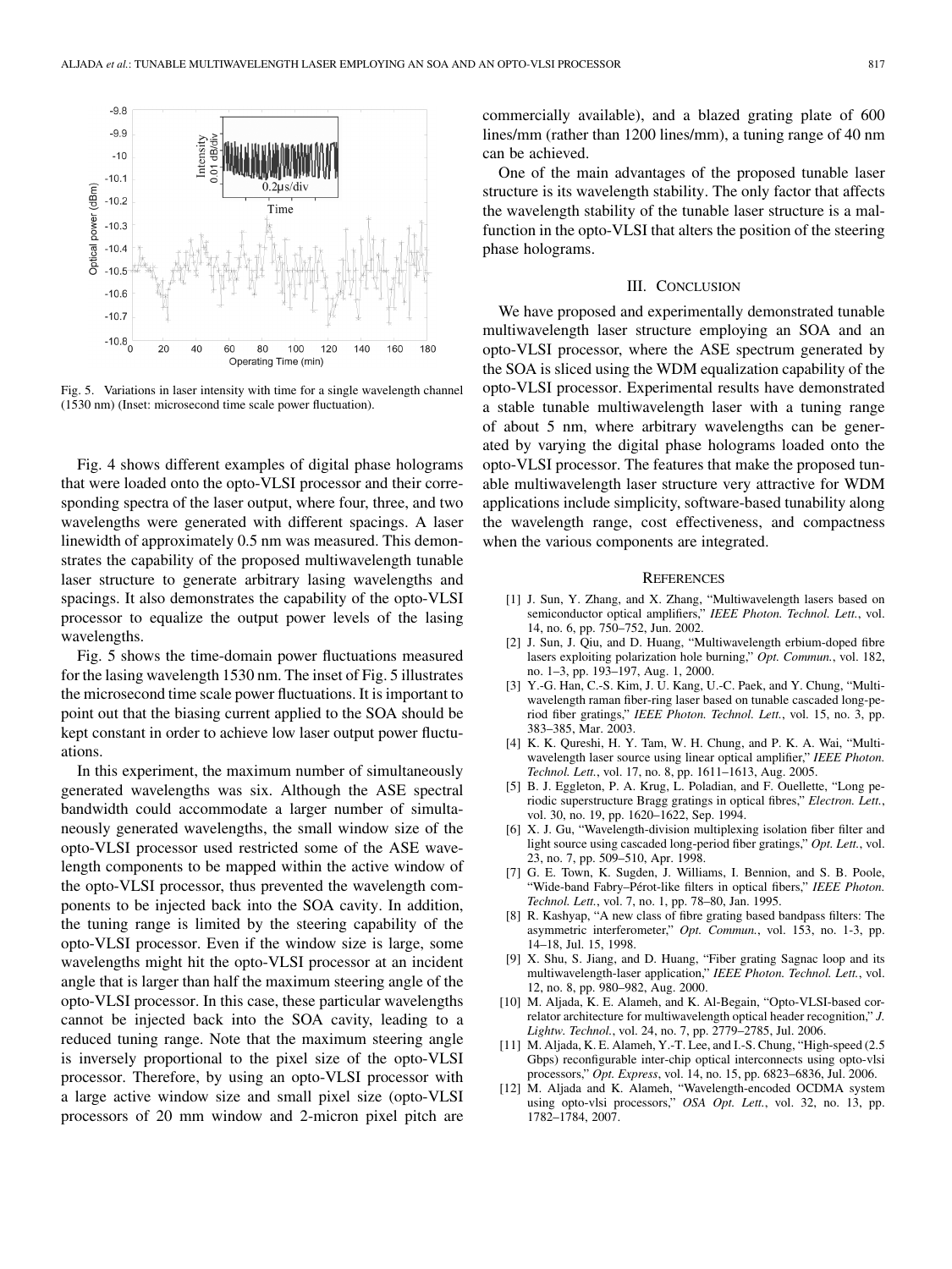-9.8
-9.9
-10
-10.1
-10.2
-10.3
-10.4
-10.5
-10.6
-10.7
-10.8
Optical power (dBm)
0 20 40 60 80 100 120 140 160 180
Operating Time (min)
Intensity
0.01 dB/div
0.2μs/div
Time

Fig. 5. Variations in laser intensity with time for a single wavelength channel (1530 nm) (Inset: microsecond time scale power fluctuation).

Fig. 4 shows different examples of digital phase holograms that were loaded onto the opto-VLSI processor and their corresponding spectra of the laser output, where four, three, and two wavelengths were generated with different spacings. A laser linewidth of approximately 0.5 nm was measured. This demonstrates the capability of the proposed multiwavelength tunable laser structure to generate arbitrary lasing wavelengths and spacings. It also demonstrates the capability of the opto-VLSI processor to equalize the output power levels of the lasing wavelengths.

Fig. 5 shows the time-domain power fluctuations measured for the lasing wavelength 1530 nm. The inset of Fig. 5 illustrates the microsecond time scale power fluctuations. It is important to point out that the biasing current applied to the SOA should be kept constant in order to achieve low laser output power fluctuations.

In this experiment, the maximum number of simultaneously generated wavelengths was six. Although the ASE spectral bandwidth could accommodate a larger number of simultaneously generated wavelengths, the small window size of the opto-VLSI processor used restricted some of the ASE wavelength components to be mapped within the active window of the opto-VLSI processor, thus prevented the wavelength components to be injected back into the SOA cavity. In addition, the tuning range is limited by the steering capability of the opto-VLSI processor. Even if the window size is large, some wavelengths might hit the opto-VLSI processor at an incident angle that is larger than half the maximum steering angle of the opto-VLSI processor. In this case, these particular wavelengths cannot be injected back into the SOA cavity, leading to a reduced tuning range. Note that the maximum steering angle is inversely proportional to the pixel size of the opto-VLSI processor. Therefore, by using an opto-VLSI processor with a large active window size and small pixel size (opto-VLSI processors of 20 mm window and 2-micron pixel pitch are commercially available), and a blazed grating plate of 600 lines/mm (rather than 1200 lines/mm), a tuning range of 40 nm can be achieved.

One of the main advantages of the proposed tunable laser structure is its wavelength stability. The only factor that affects the wavelength stability of the tunable laser structure is a malfunction in the opto-VLSI that alters the position of the steering phase holograms.

## III. Conclusion

We have proposed and experimentally demonstrated tunable multiwavelength laser structure employing an SOA and an opto-VLSI processor, where the ASE spectrum generated by the SOA is sliced using the WDM equalization capability of the opto-VLSI processor. Experimental results have demonstrated a stable tunable multiwavelength laser with a tuning range of about 5 nm, where arbitrary wavelengths can be generated by varying the digital phase holograms loaded onto the opto-VLSI processor. The features that make the proposed tunable multiwavelength laser structure very attractive for WDM applications include simplicity, software-based tunability along the wavelength range, cost effectiveness, and compactness when the various components are integrated.

## References

[1] J. Sun, Y. Zhang, and X. Zhang, "Multiwavelength lasers based on semiconductor optical amplifiers," *IEEE Photon. Technol. Lett.*, vol. 14, no. 6, pp. 750–752, Jun. 2002.

[2] J. Sun, J. Qiu, and D. Huang, "Multiwavelength erbium-doped fibre lasers exploiting polarization hole burning," *Opt. Commun.*, vol. 182, no. 1–3, pp. 193–197, Aug. 1, 2000.

[3] Y.-G. Han, C.-S. Kim, J. U. Kang, U.-C. Paek, and Y. Chung, "Multiwavelength raman fiber-ring laser based on tunable cascaded long-period fiber gratings," *IEEE Photon. Technol. Lett.*, vol. 15, no. 3, pp. 383–385, Mar. 2003.

[4] K. K. Qureshi, H. Y. Tam, W. H. Chung, and P. K. A. Wai, "Multiwavelength laser source using linear optical amplifier," *IEEE Photon. Technol. Lett.*, vol. 17, no. 8, pp. 1611–1613, Aug. 2005.

[5] B. J. Eggleton, P. A. Krug, L. Poladian, and F. Ouellette, "Long periodic superstructure Bragg gratings in optical fibres," *Electron. Lett.*, vol. 30, no. 19, pp. 1620–1622, Sep. 1994.

[6] X. J. Gu, "Wavelength-division multiplexing isolation fiber filter and light source using cascaded long-period fiber gratings," *Opt. Lett.*, vol. 23, no. 7, pp. 509–510, Apr. 1998.

[7] G. E. Town, K. Sugden, J. Williams, I. Bennion, and S. B. Poole, "Wide-band Fabry–Pérot-like filters in optical fibers," *IEEE Photon. Technol. Lett.*, vol. 7, no. 1, pp. 78–80, Jan. 1995.

[8] R. Kashyap, "A new class of fibre grating based bandpass filters: The asymmetric interferometer," *Opt. Commun.*, vol. 153, no. 1-3, pp. 14–18, Jul. 15, 1998.

[9] X. Shu, S. Jiang, and D. Huang, "Fiber grating Sagnac loop and its multiwavelength-laser application," *IEEE Photon. Technol. Lett.*, vol. 12, no. 8, pp. 980–982, Aug. 2000.

[10] M. Aljada, K. E. Alameh, and K. Al-Begain, "Opto-VLSI-based correlator architecture for multiwavelength optical header recognition," *J. Lightw. Technol.*, vol. 24, no. 7, pp. 2779–2785, Jul. 2006.

[11] M. Aljada, K. E. Alameh, Y.-T. Lee, and I.-S. Chung, "High-speed (2.5 Gbps) reconfigurable inter-chip optical interconnects using opto-vlsi processors," *Opt. Express*, vol. 14, no. 15, pp. 6823–6836, Jul. 2006.

[12] M. Aljada and K. Alameh, "Wavelength-encoded OCDMA system using opto-vlsi processors," *OSA Opt. Lett.*, vol. 32, no. 13, pp. 1782–1784, 2007.